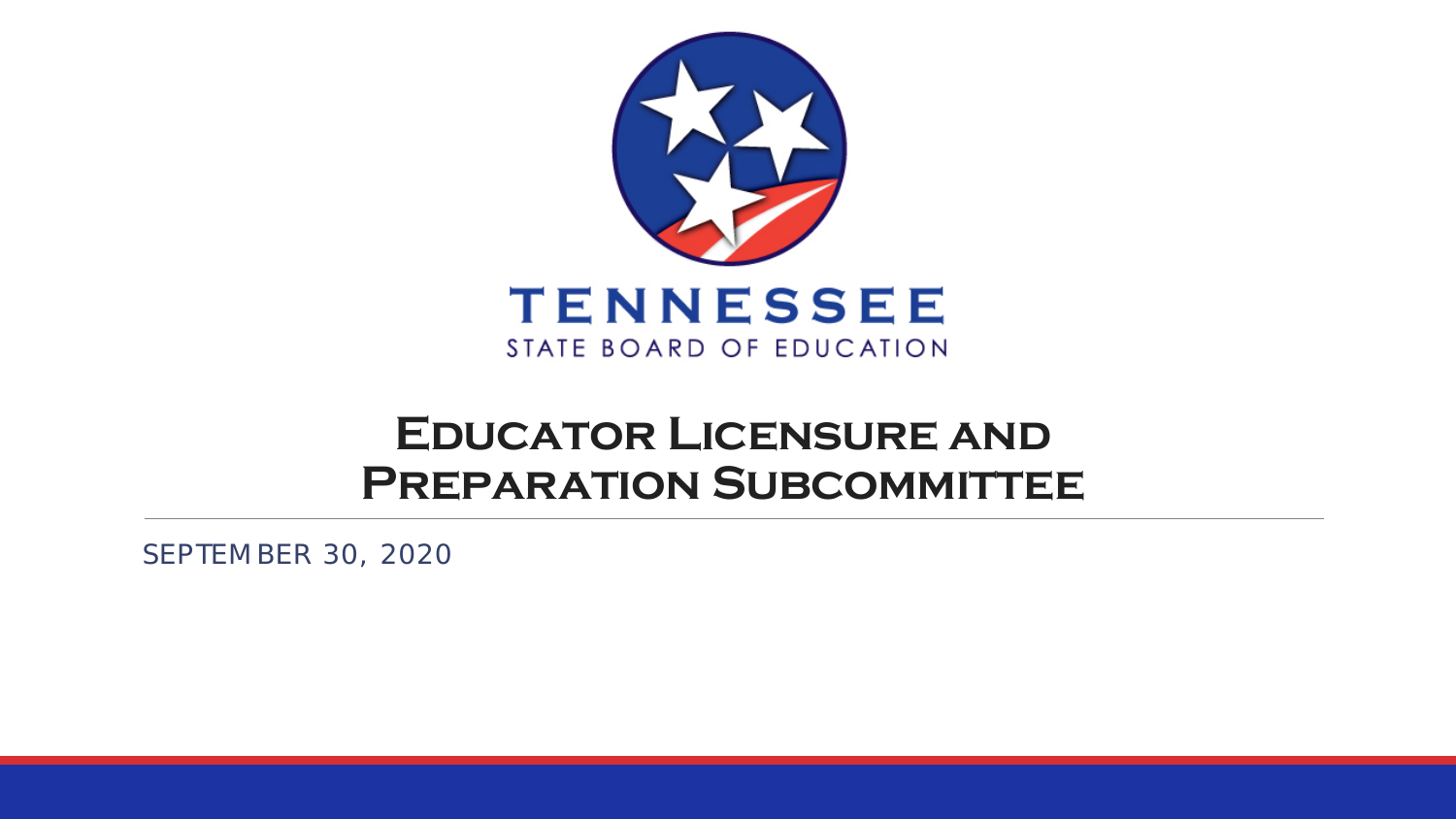TENNESSEE

STATE BOARD OF EDUCATION

# Educator Licensure and Preparation Subcommittee

SEPTEMBER 30, 2020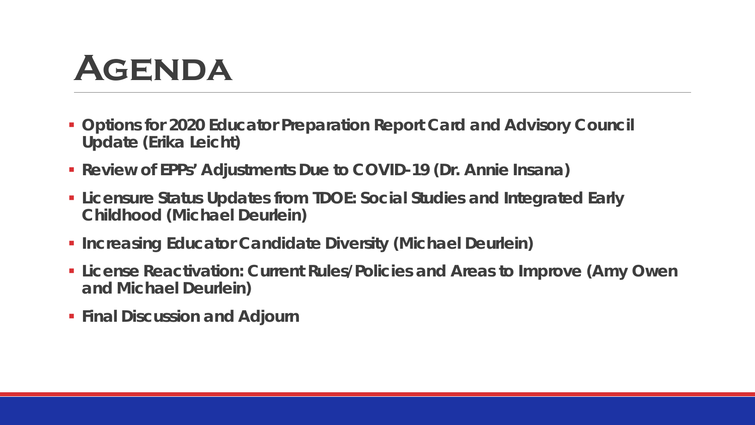# Agenda

- **Options for 2020 Educator Preparation Report Card and Advisory Council Update (Erika Leicht)**
- **Review of EPPs' Adjustments Due to COVID-19 (Dr. Annie Insana)**
- **Licensure Status Updates from TDOE: Social Studies and Integrated Early Childhood (Michael Deurlein)**
- **Increasing Educator Candidate Diversity (Michael Deurlein)**
- **License Reactivation: Current Rules/Policies and Areas to Improve (Amy Owen and Michael Deurlein)**
- **Final Discussion and Adjourn**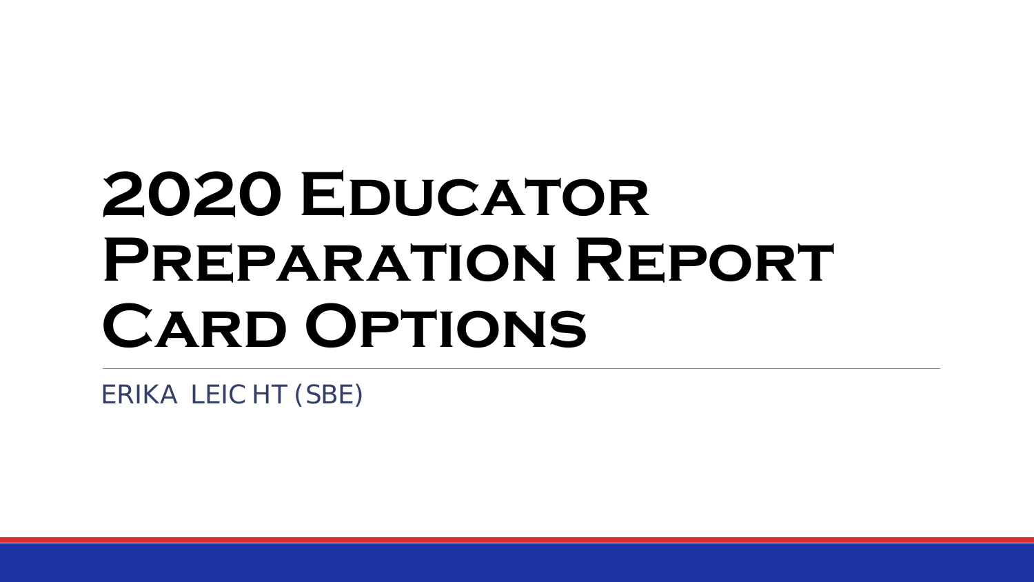# 2020 Educator Preparation Report Card Options

ERIKA LEICHT (SBE)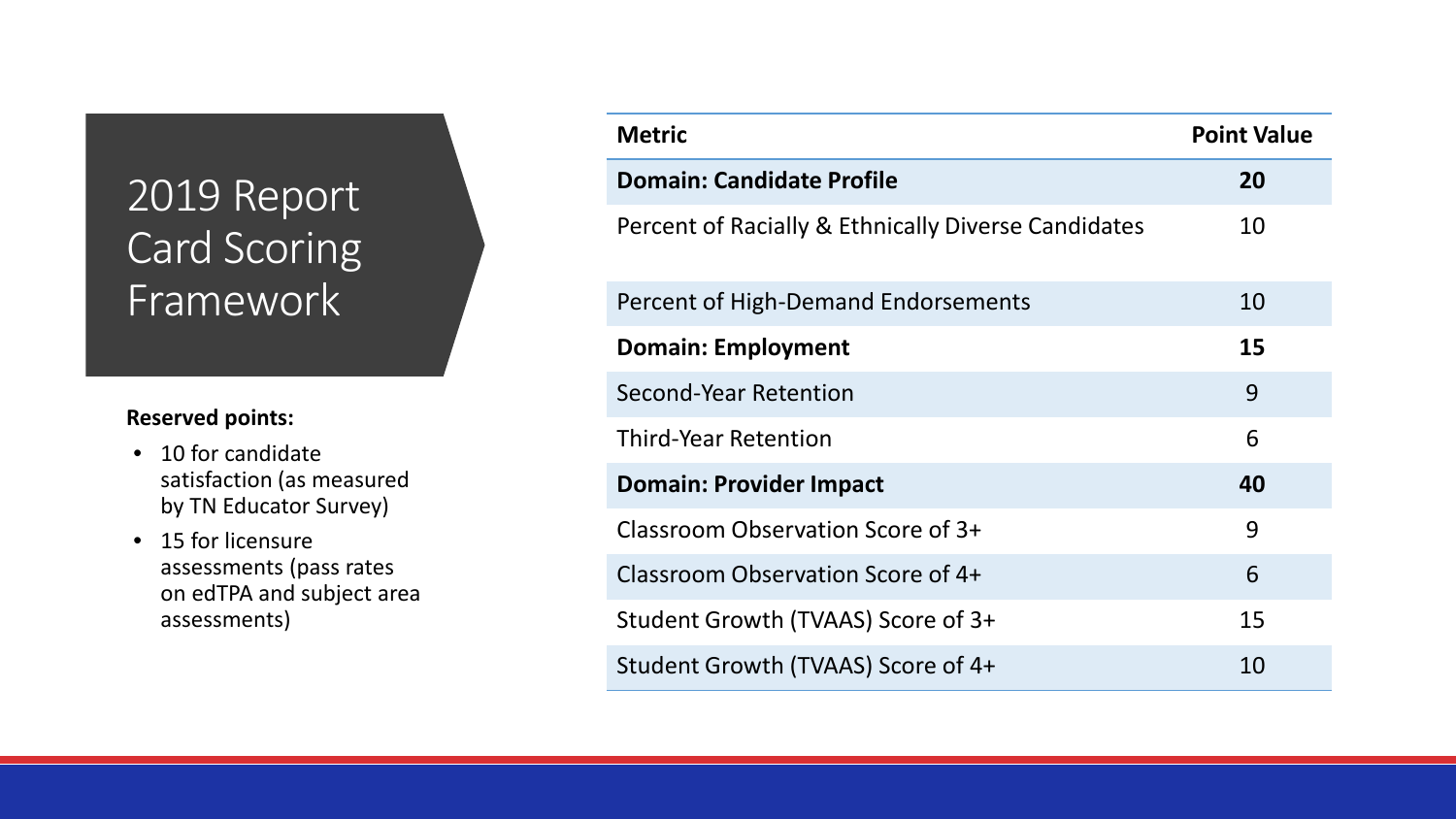# 2019 Report Card Scoring Framework

**Reserved points:**

- 10 for candidate satisfaction (as measured by TN Educator Survey)
- 15 for licensure assessments (pass rates on edTPA and subject area assessments)

| Metric | Point Value |
| --- | --- |
| **Domain: Candidate Profile** | **20** |
| Percent of Racially & Ethnically Diverse Candidates | 10 |
| Percent of High-Demand Endorsements | 10 |
| **Domain: Employment** | **15** |
| Second-Year Retention | 9 |
| Third-Year Retention | 6 |
| **Domain: Provider Impact** | **40** |
| Classroom Observation Score of 3+ | 9 |
| Classroom Observation Score of 4+ | 6 |
| Student Growth (TVAAS) Score of 3+ | 15 |
| Student Growth (TVAAS) Score of 4+ | 10 |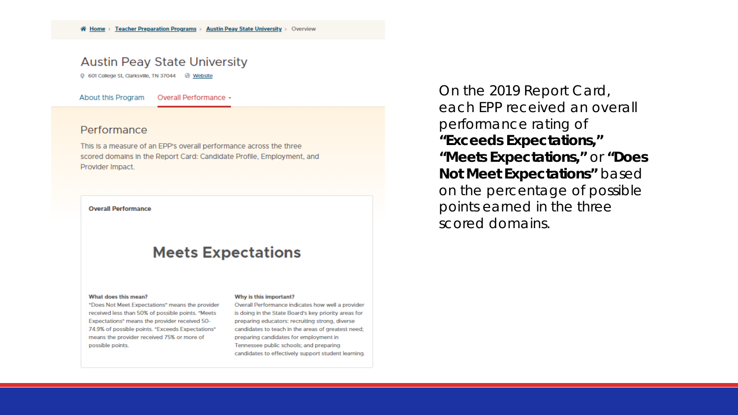Home › Teacher Preparation Programs › Austin Peay State University › Overview

## Austin Peay State University

601 College St, Clarksville, TN 37044 Website

About this Program Overall Performance

### Performance

This is a measure of an EPP's overall performance across the three scored domains in the Report Card: Candidate Profile, Employment, and Provider Impact.

**Overall Performance**

## Meets Expectations

**What does this mean?**

"Does Not Meet Expectations" means the provider received less than 50% of possible points. "Meets Expectations" means the provider received 50-74.9% of possible points. "Exceeds Expectations" means the provider received 75% or more of possible points.

**Why is this important?**

Overall Performance indicates how well a provider is doing in the State Board's key priority areas for preparing educators: recruiting strong, diverse candidates to teach in the areas of greatest need; preparing candidates for employment in Tennessee public schools; and preparing candidates to effectively support student learning.

On the 2019 Report Card, each EPP received an overall performance rating of **"Exceeds Expectations," "Meets Expectations,"** or **"Does Not Meet Expectations"** based on the percentage of possible points earned in the three scored domains.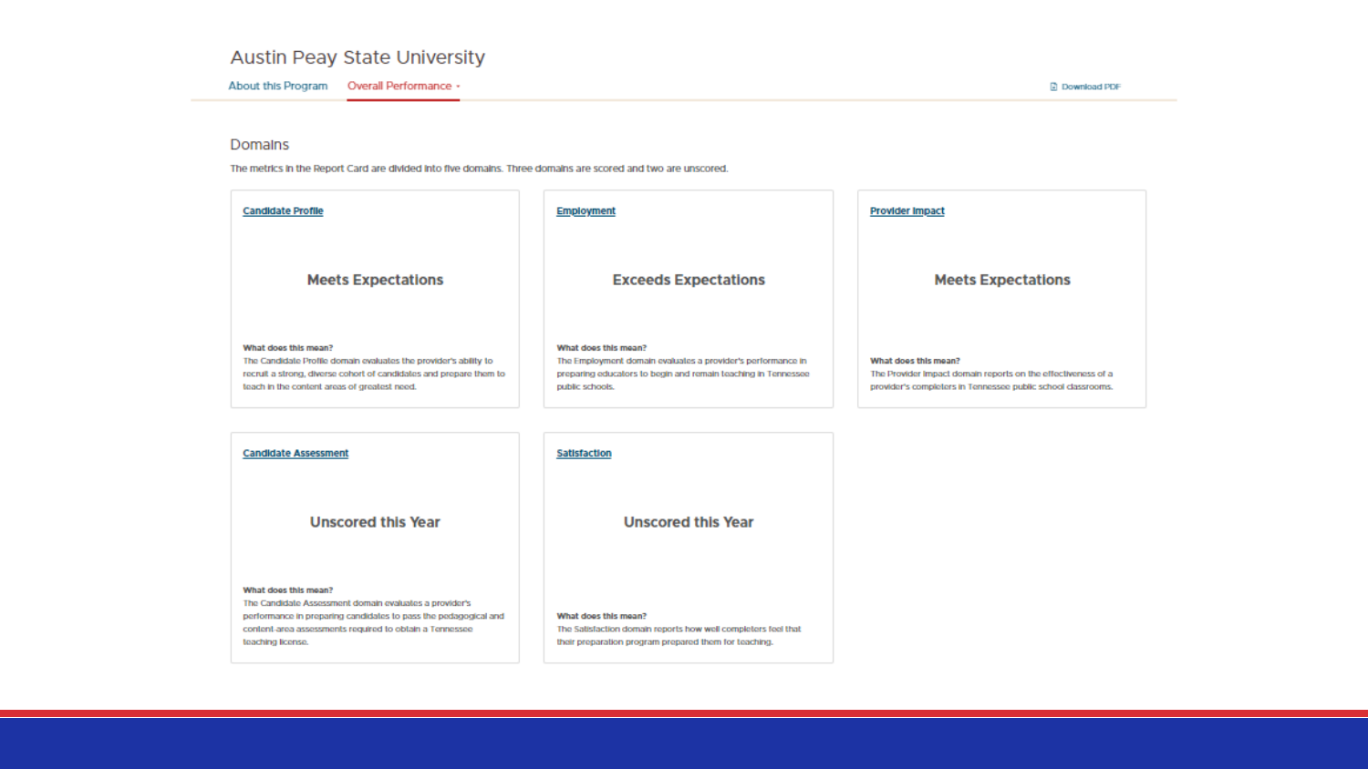# Austin Peay State University

About this Program | Overall Performance | Download PDF

## Domains

The metrics in the Report Card are divided into five domains. Three domains are scored and two are unscored.

### Candidate Profile

**Meets Expectations**

**What does this mean?**
The Candidate Profile domain evaluates the provider's ability to recruit a strong, diverse cohort of candidates and prepare them to teach in the content areas of greatest need.

### Employment

**Exceeds Expectations**

**What does this mean?**
The Employment domain evaluates a provider's performance in preparing educators to begin and remain teaching in Tennessee public schools.

### Provider Impact

**Meets Expectations**

**What does this mean?**
The Provider Impact domain reports on the effectiveness of a provider's completers in Tennessee public school classrooms.

### Candidate Assessment

**Unscored this Year**

**What does this mean?**
The Candidate Assessment domain evaluates a provider's performance in preparing candidates to pass the pedagogical and content-area assessments required to obtain a Tennessee teaching license.

### Satisfaction

**Unscored this Year**

**What does this mean?**
The Satisfaction domain reports how well completers feel that their preparation program prepared them for teaching.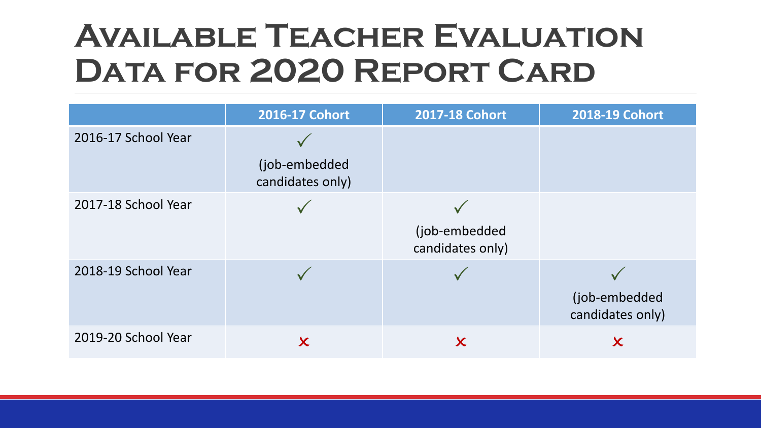# Available Teacher Evaluation Data for 2020 Report Card

| | 2016-17 Cohort | 2017-18 Cohort | 2018-19 Cohort |
|---|---|---|---|
| 2016-17 School Year | ✓ (job-embedded candidates only) | | |
| 2017-18 School Year | ✓ | ✓ (job-embedded candidates only) | |
| 2018-19 School Year | ✓ | ✓ | ✓ (job-embedded candidates only) |
| 2019-20 School Year | ✗ | ✗ | ✗ |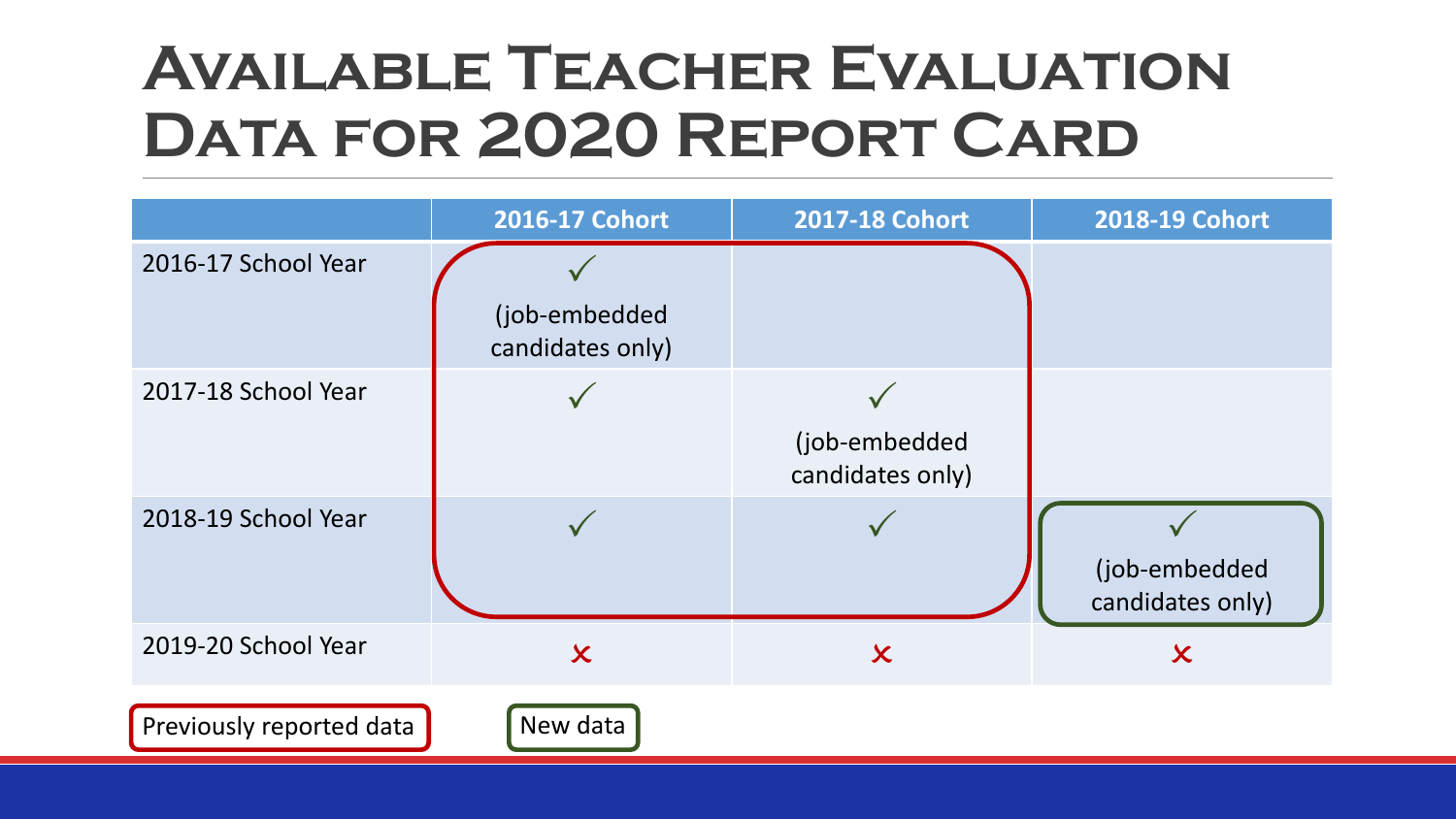# Available Teacher Evaluation Data for 2020 Report Card

| | 2016-17 Cohort | 2017-18 Cohort | 2018-19 Cohort |
|---|---|---|---|
| 2016-17 School Year | ✓ (job-embedded candidates only) | | |
| 2017-18 School Year | ✓ | ✓ (job-embedded candidates only) | |
| 2018-19 School Year | ✓ | ✓ | ✓ (job-embedded candidates only) |
| 2019-20 School Year | ✗ | ✗ | ✗ |

Previously reported data: 2016-17 Cohort (2016-17, 2017-18, 2018-19 School Years); 2017-18 Cohort (2017-18, 2018-19 School Years)

New data: 2018-19 Cohort (2018-19 School Year)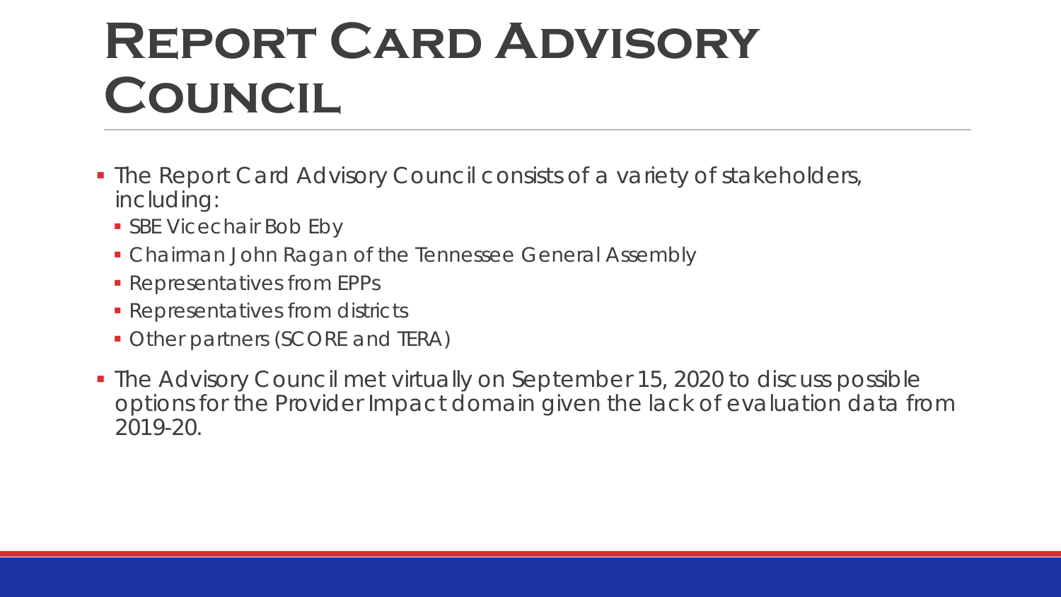# Report Card Advisory Council

- The Report Card Advisory Council consists of a variety of stakeholders, including:
  - SBE Vicechair Bob Eby
  - Chairman John Ragan of the Tennessee General Assembly
  - Representatives from EPPs
  - Representatives from districts
  - Other partners (SCORE and TERA)
- The Advisory Council met virtually on September 15, 2020 to discuss possible options for the Provider Impact domain given the lack of evaluation data from 2019-20.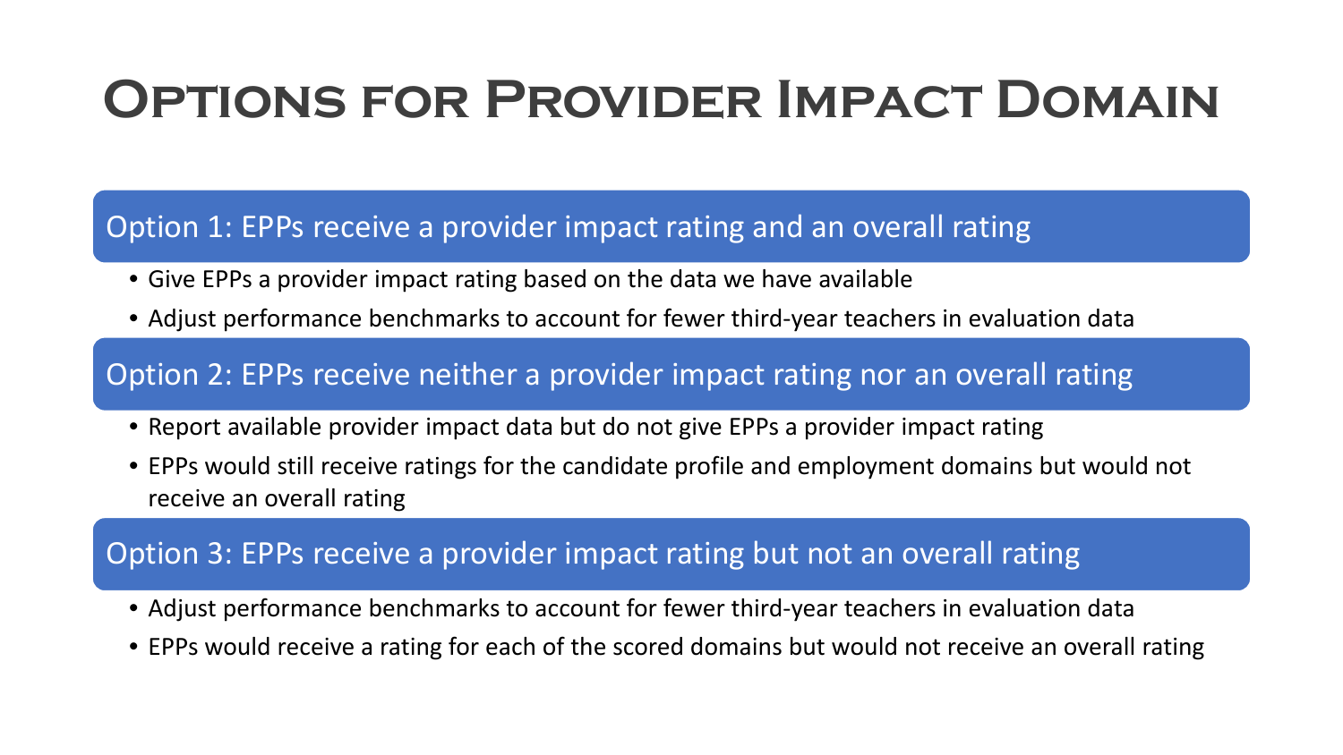# Options for Provider Impact Domain

## Option 1: EPPs receive a provider impact rating and an overall rating

- Give EPPs a provider impact rating based on the data we have available
- Adjust performance benchmarks to account for fewer third-year teachers in evaluation data

## Option 2: EPPs receive neither a provider impact rating nor an overall rating

- Report available provider impact data but do not give EPPs a provider impact rating
- EPPs would still receive ratings for the candidate profile and employment domains but would not receive an overall rating

## Option 3: EPPs receive a provider impact rating but not an overall rating

- Adjust performance benchmarks to account for fewer third-year teachers in evaluation data
- EPPs would receive a rating for each of the scored domains but would not receive an overall rating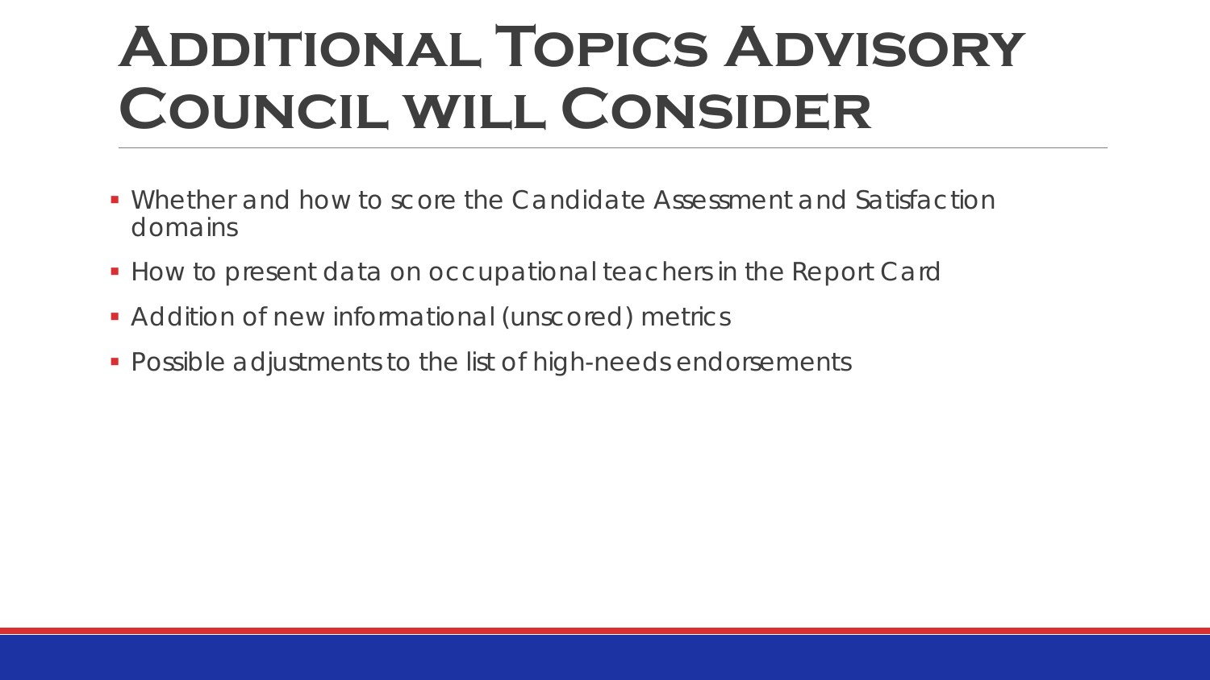# Additional Topics Advisory Council will Consider

- Whether and how to score the Candidate Assessment and Satisfaction domains
- How to present data on occupational teachers in the Report Card
- Addition of new informational (unscored) metrics
- Possible adjustments to the list of high-needs endorsements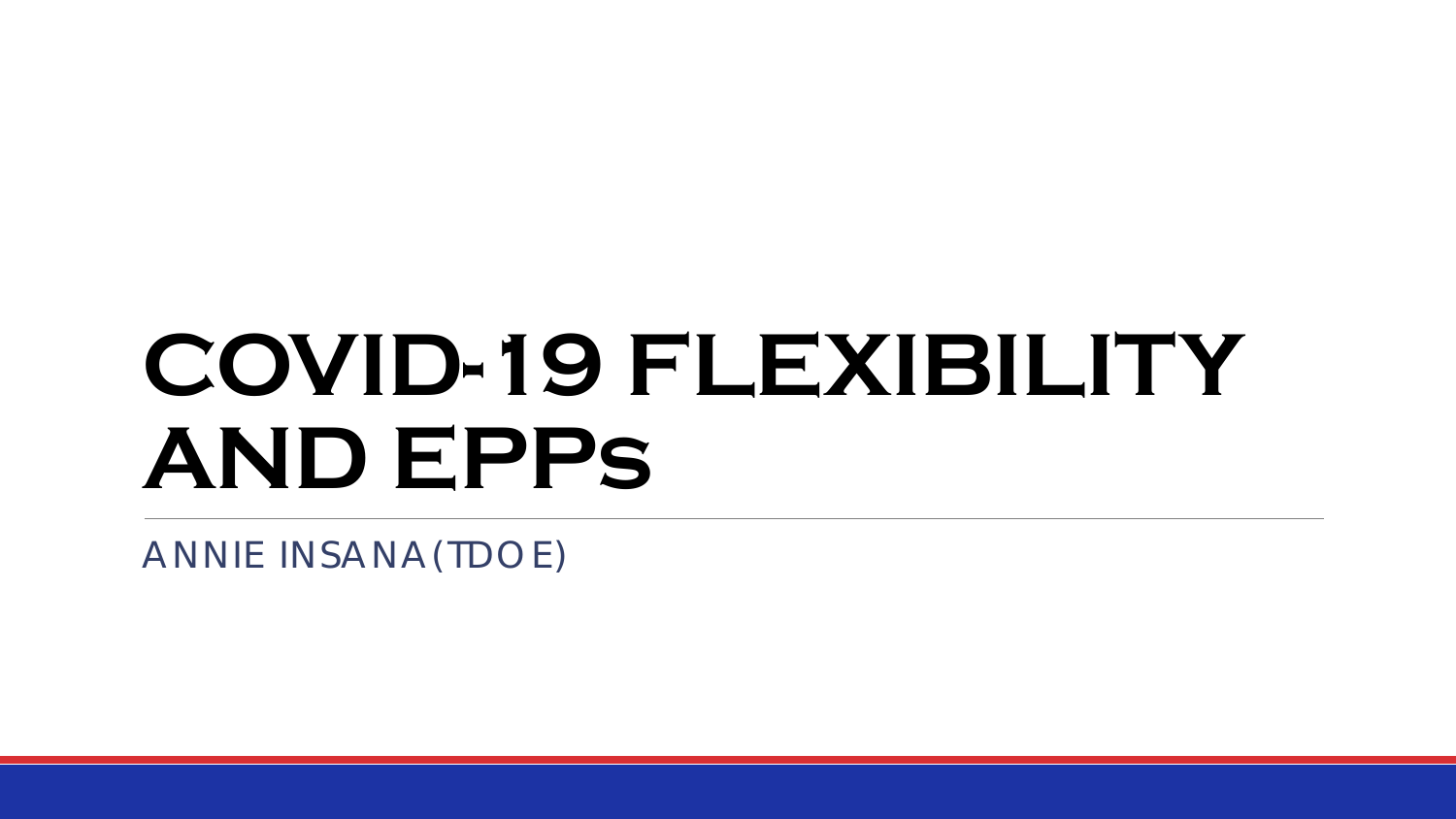# COVID-19 FLEXIBILITY AND EPPs

ANNIE INSANA (TDOE)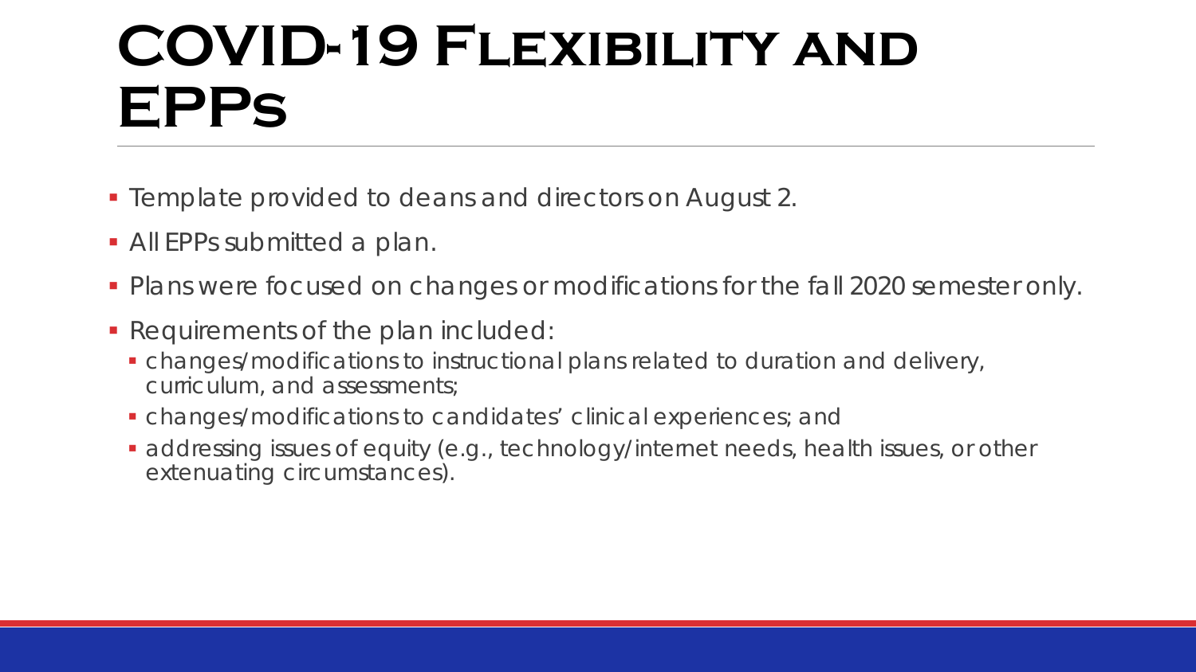# COVID-19 Flexibility and EPPs

- Template provided to deans and directors on August 2.
- All EPPs submitted a plan.
- Plans were focused on changes or modifications for the fall 2020 semester only.
- Requirements of the plan included:
  - changes/modifications to instructional plans related to duration and delivery, curriculum, and assessments;
  - changes/modifications to candidates' clinical experiences; and
  - addressing issues of equity (e.g., technology/internet needs, health issues, or other extenuating circumstances).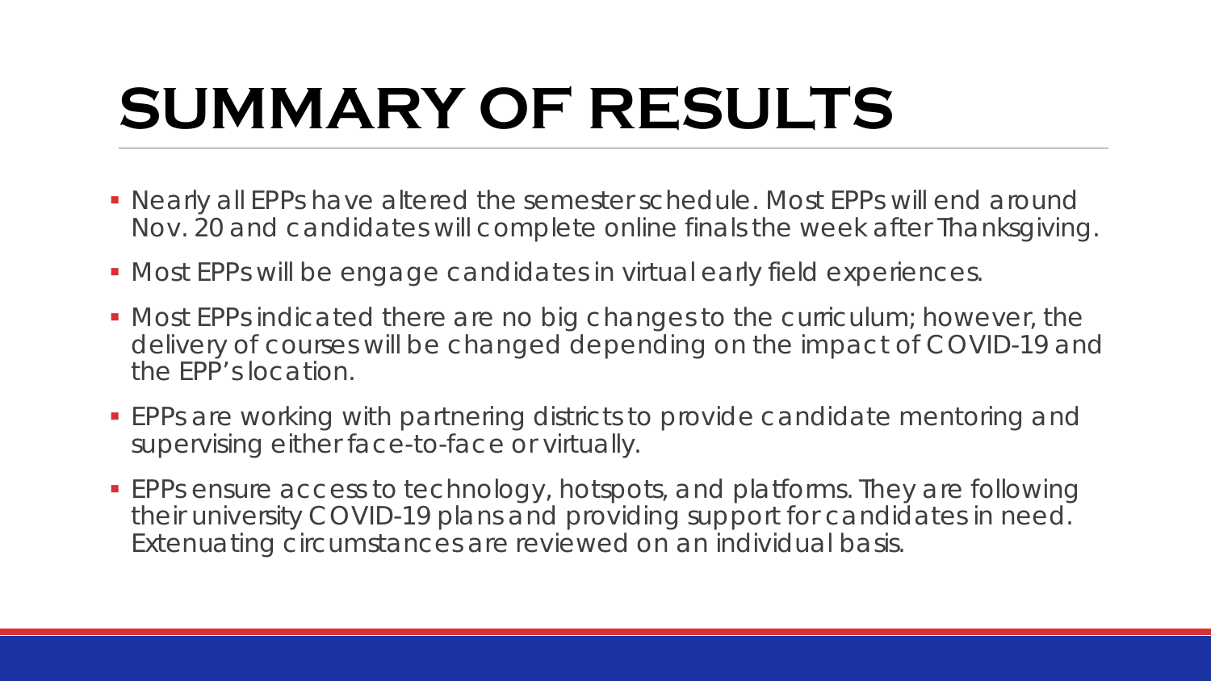# SUMMARY OF RESULTS

- Nearly all EPPs have altered the semester schedule. Most EPPs will end around Nov. 20 and candidates will complete online finals the week after Thanksgiving.
- Most EPPs will be engage candidates in virtual early field experiences.
- Most EPPs indicated there are no big changes to the curriculum; however, the delivery of courses will be changed depending on the impact of COVID-19 and the EPP's location.
- EPPs are working with partnering districts to provide candidate mentoring and supervising either face-to-face or virtually.
- EPPs ensure access to technology, hotspots, and platforms. They are following their university COVID-19 plans and providing support for candidates in need. Extenuating circumstances are reviewed on an individual basis.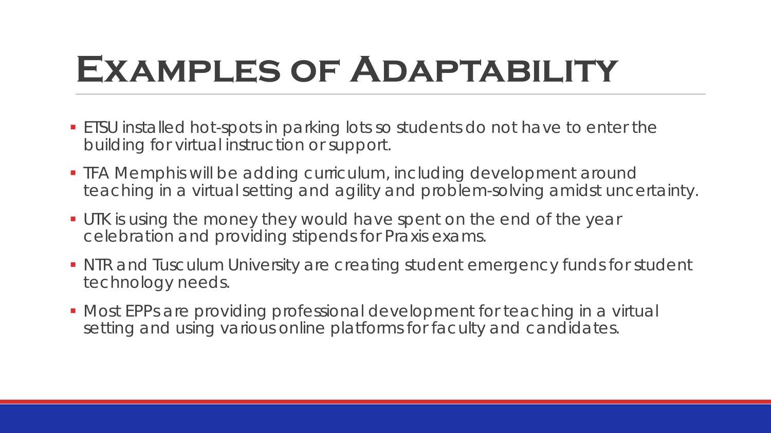# Examples of Adaptability

- ETSU installed hot-spots in parking lots so students do not have to enter the building for virtual instruction or support.
- TFA Memphis will be adding curriculum, including development around teaching in a virtual setting and agility and problem-solving amidst uncertainty.
- UTK is using the money they would have spent on the end of the year celebration and providing stipends for Praxis exams.
- NTR and Tusculum University are creating student emergency funds for student technology needs.
- Most EPPs are providing professional development for teaching in a virtual setting and using various online platforms for faculty and candidates.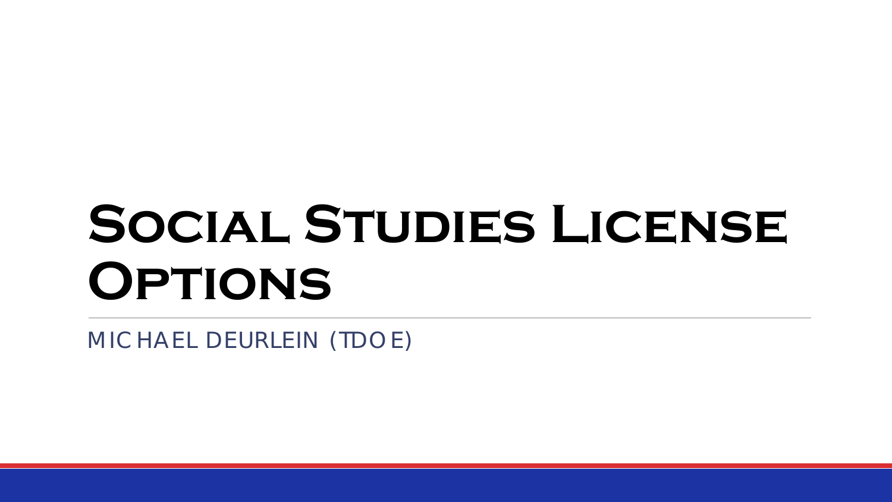# Social Studies License Options

MICHAEL DEURLEIN (TDOE)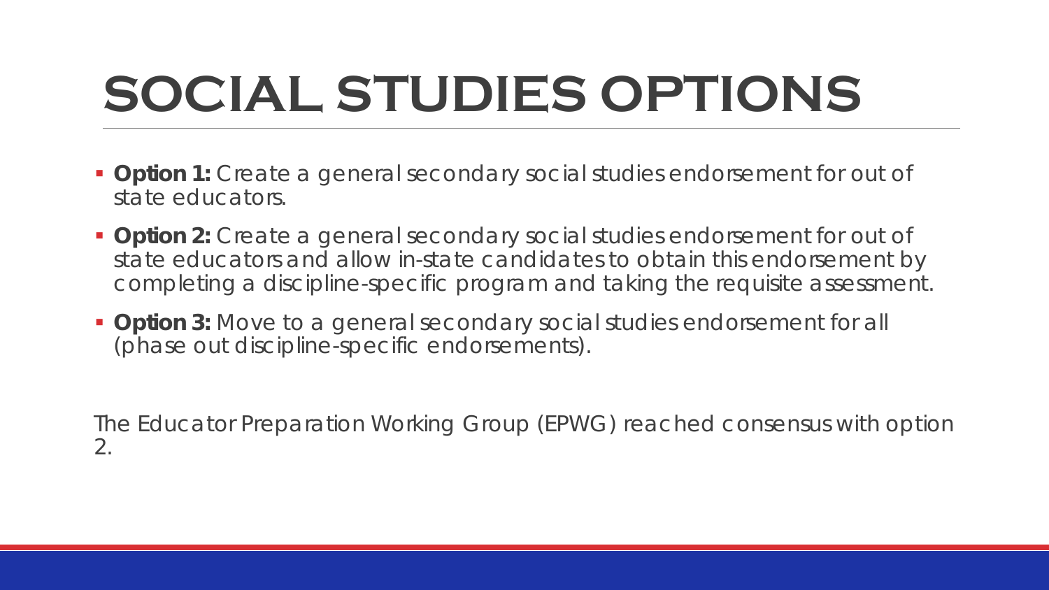# SOCIAL STUDIES OPTIONS

- **Option 1:** Create a general secondary social studies endorsement for out of state educators.
- **Option 2:** Create a general secondary social studies endorsement for out of state educators and allow in-state candidates to obtain this endorsement by completing a discipline-specific program and taking the requisite assessment.
- **Option 3:** Move to a general secondary social studies endorsement for all (phase out discipline-specific endorsements).

The Educator Preparation Working Group (EPWG) reached consensus with option 2.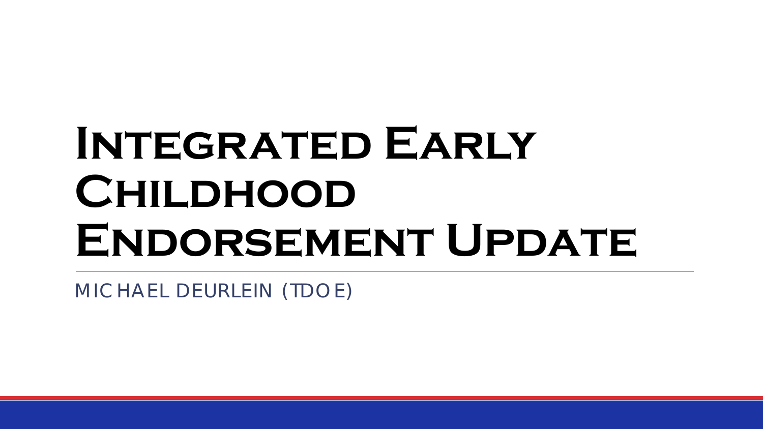# Integrated Early Childhood Endorsement Update

MICHAEL DEURLEIN (TDOE)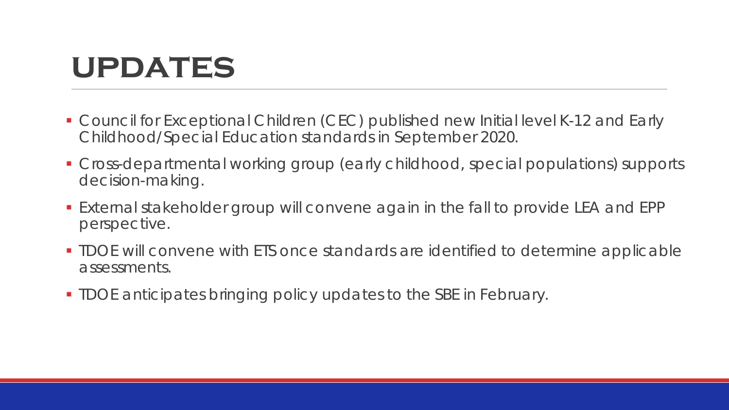# UPDATES

- Council for Exceptional Children (CEC) published new Initial level K-12 and Early Childhood/Special Education standards in September 2020.
- Cross-departmental working group (early childhood, special populations) supports decision-making.
- External stakeholder group will convene again in the fall to provide LEA and EPP perspective.
- TDOE will convene with ETS once standards are identified to determine applicable assessments.
- TDOE anticipates bringing policy updates to the SBE in February.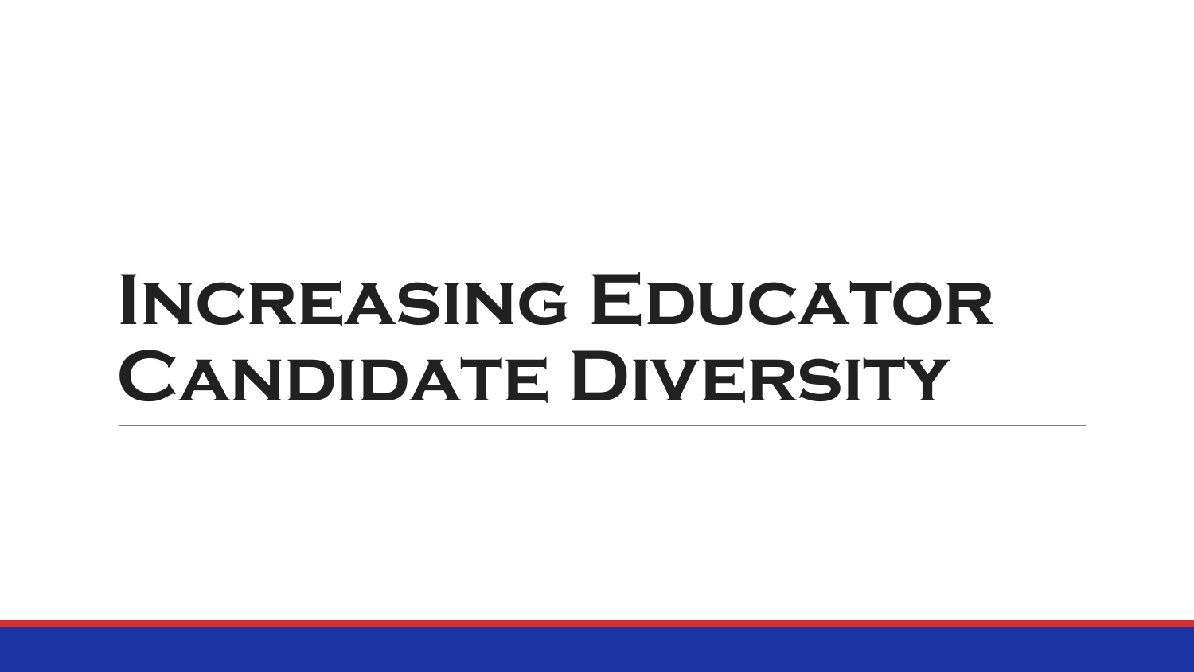# Increasing Educator Candidate Diversity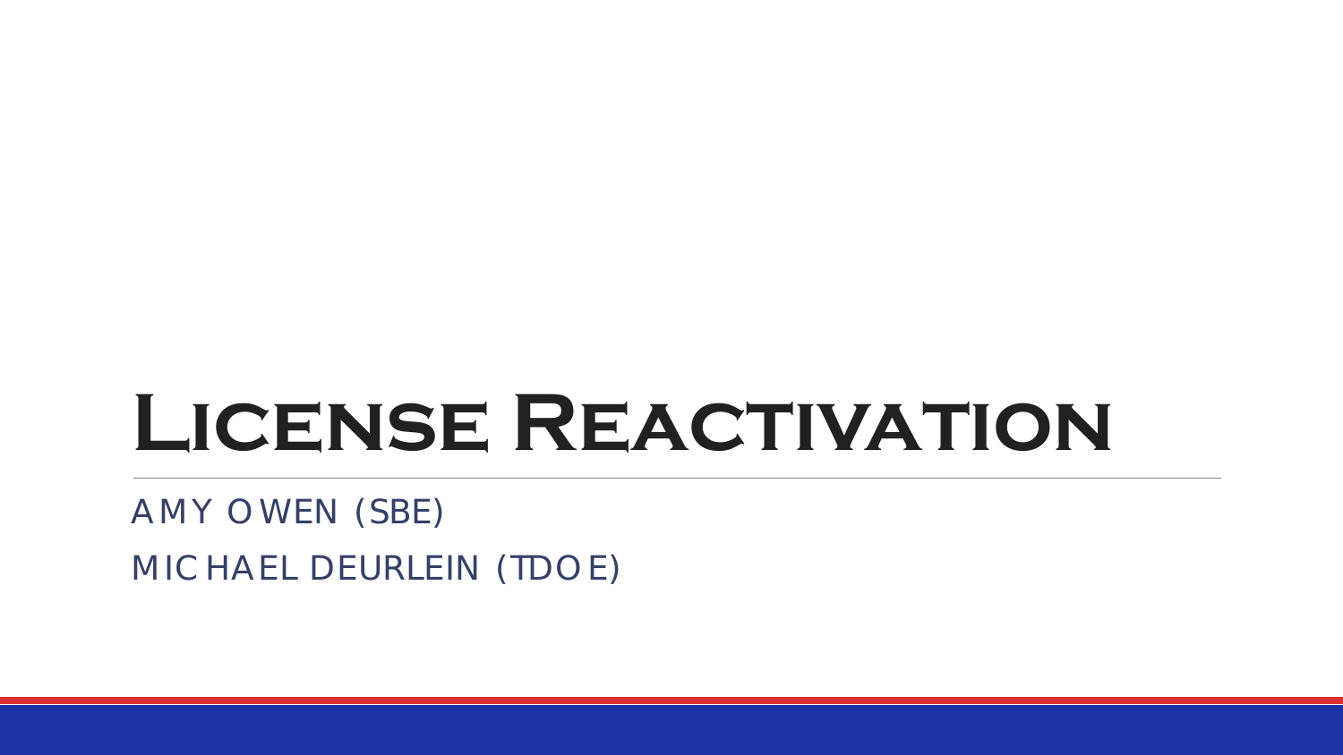# License Reactivation

AMY OWEN (SBE)

MICHAEL DEURLEIN (TDOE)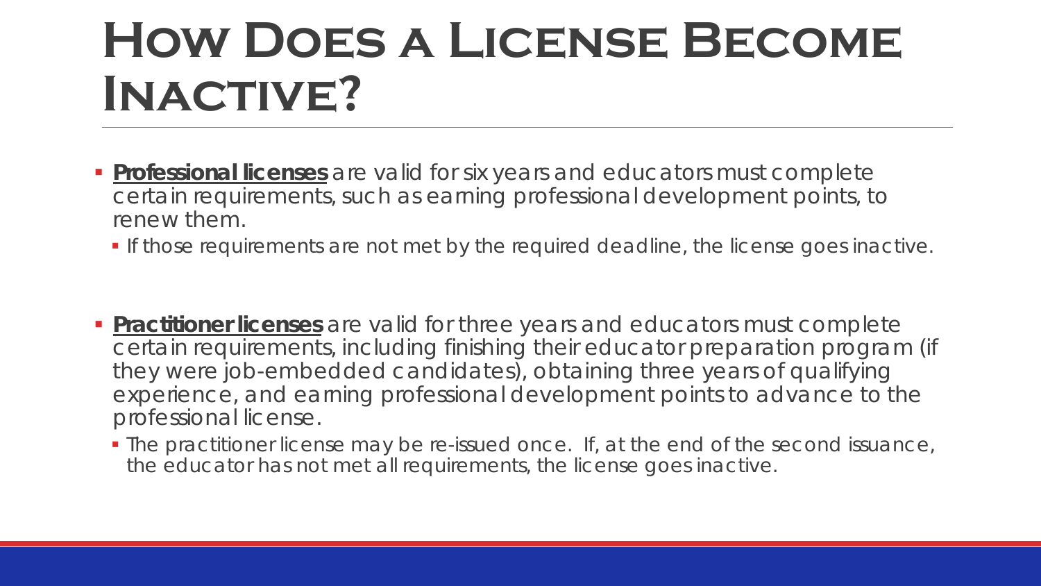# How Does a License Become Inactive?

- **Professional licenses** are valid for six years and educators must complete certain requirements, such as earning professional development points, to renew them.
  - If those requirements are not met by the required deadline, the license goes inactive.

- **Practitioner licenses** are valid for three years and educators must complete certain requirements, including finishing their educator preparation program (if they were job-embedded candidates), obtaining three years of qualifying experience, and earning professional development points to advance to the professional license.
  - The practitioner license may be re-issued once. If, at the end of the second issuance, the educator has not met all requirements, the license goes inactive.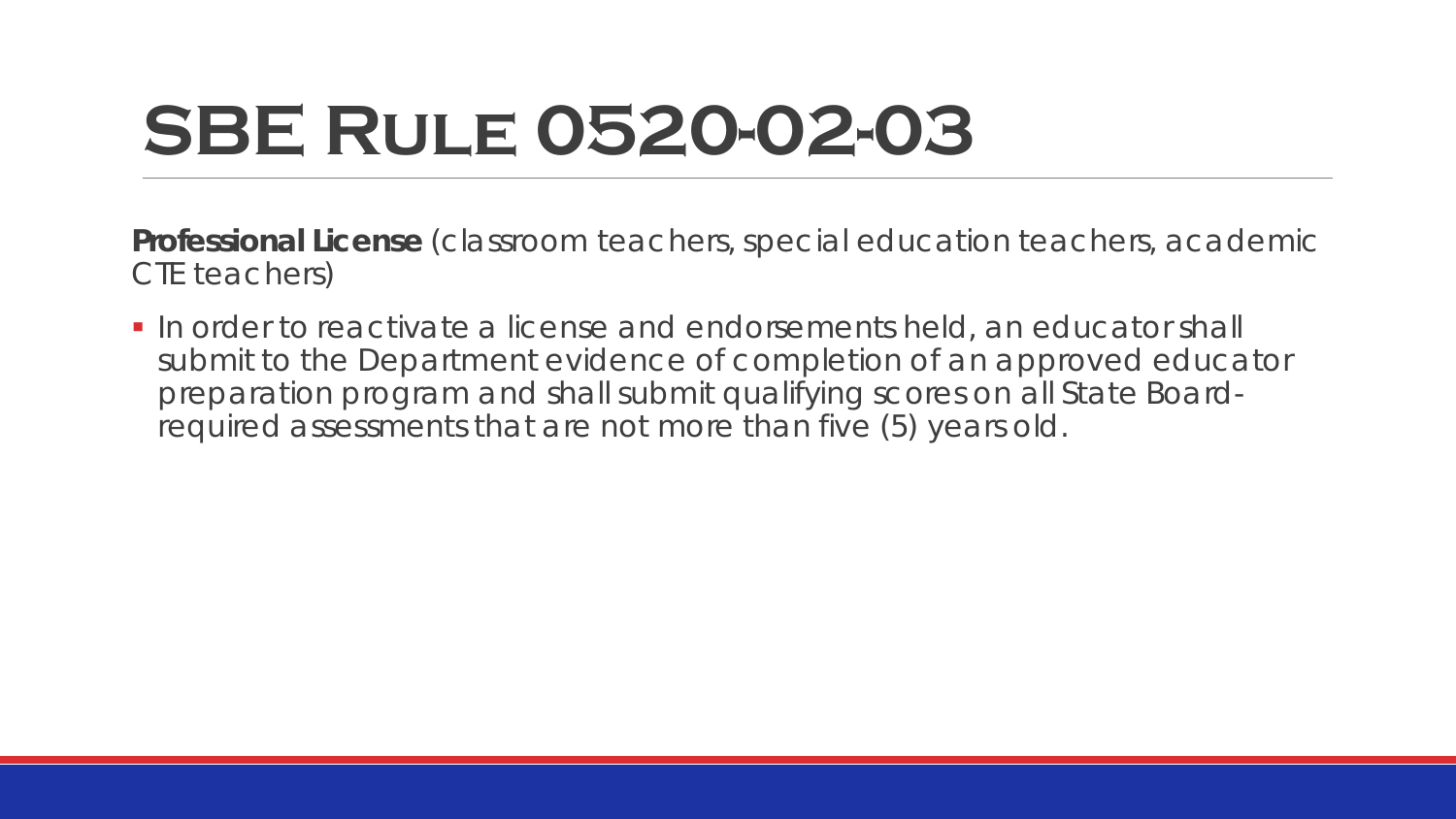# SBE Rule 0520-02-03

**Professional License** (classroom teachers, special education teachers, academic CTE teachers)

- In order to reactivate a license and endorsements held, an educator shall submit to the Department evidence of completion of an approved educator preparation program and shall submit qualifying scores on all State Board-required assessments that are not more than five (5) years old.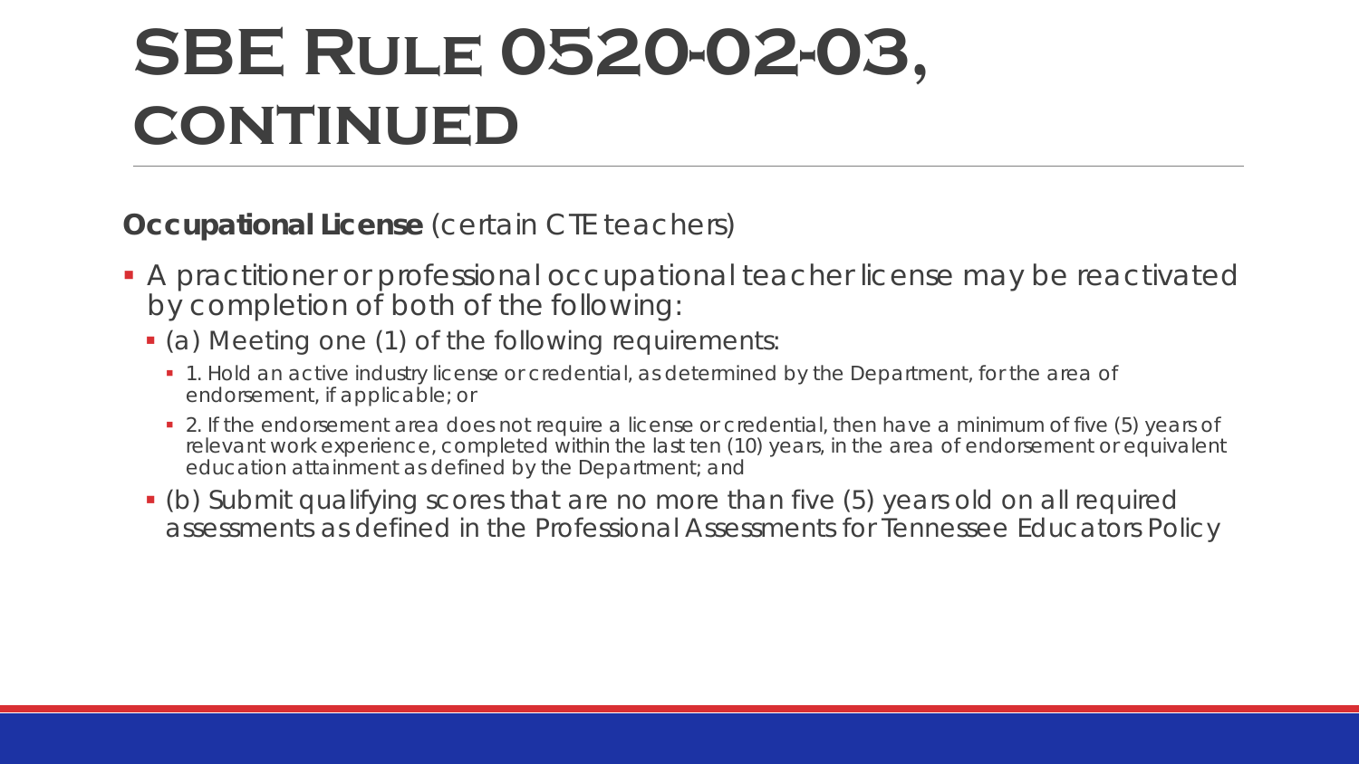# SBE Rule 0520-02-03, continued

**Occupational License** (certain CTE teachers)

- A practitioner or professional occupational teacher license may be reactivated by completion of both of the following:
  - (a) Meeting one (1) of the following requirements:
    - 1. Hold an active industry license or credential, as determined by the Department, for the area of endorsement, if applicable; or
    - 2. If the endorsement area does not require a license or credential, then have a minimum of five (5) years of relevant work experience, completed within the last ten (10) years, in the area of endorsement or equivalent education attainment as defined by the Department; and
  - (b) Submit qualifying scores that are no more than five (5) years old on all required assessments as defined in the Professional Assessments for Tennessee Educators Policy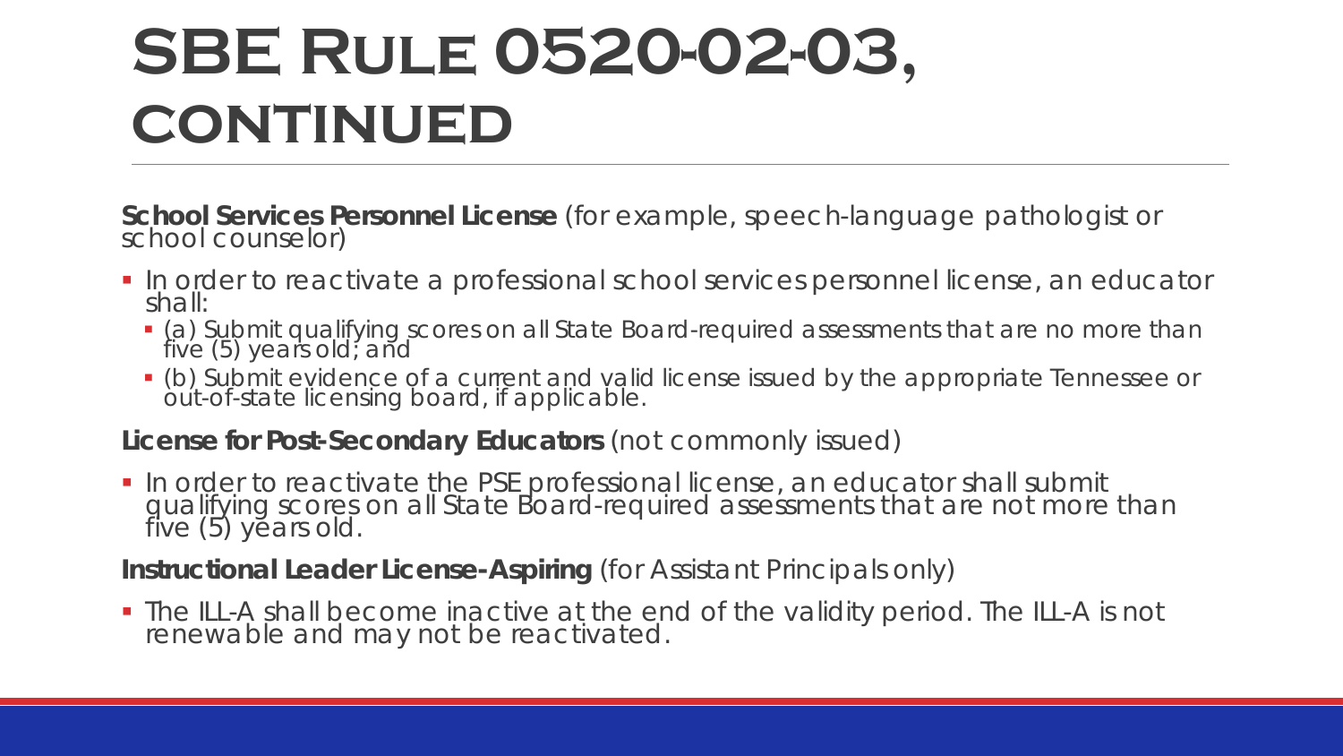# SBE Rule 0520-02-03, continued

**School Services Personnel License** (for example, speech-language pathologist or school counselor)

- In order to reactivate a professional school services personnel license, an educator shall:
  - (a) Submit qualifying scores on all State Board-required assessments that are no more than five (5) years old; and
  - (b) Submit evidence of a current and valid license issued by the appropriate Tennessee or out-of-state licensing board, if applicable.

**License for Post-Secondary Educators** (not commonly issued)

- In order to reactivate the PSE professional license, an educator shall submit qualifying scores on all State Board-required assessments that are not more than five (5) years old.

**Instructional Leader License-Aspiring** (for Assistant Principals only)

- The ILL-A shall become inactive at the end of the validity period. The ILL-A is not renewable and may not be reactivated.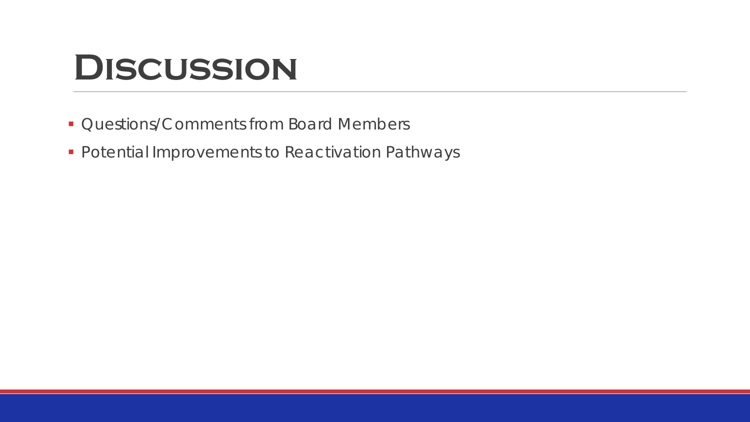# Discussion

- Questions/Comments from Board Members
- Potential Improvements to Reactivation Pathways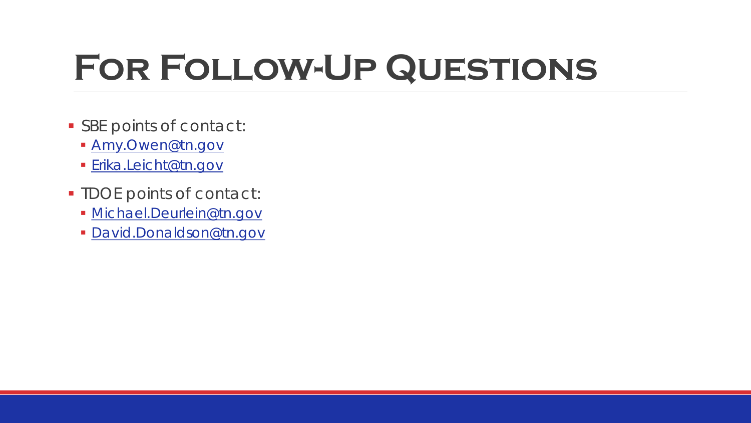# For Follow-Up Questions

- SBE points of contact:
  - Amy.Owen@tn.gov
  - Erika.Leicht@tn.gov
- TDOE points of contact:
  - Michael.Deurlein@tn.gov
  - David.Donaldson@tn.gov